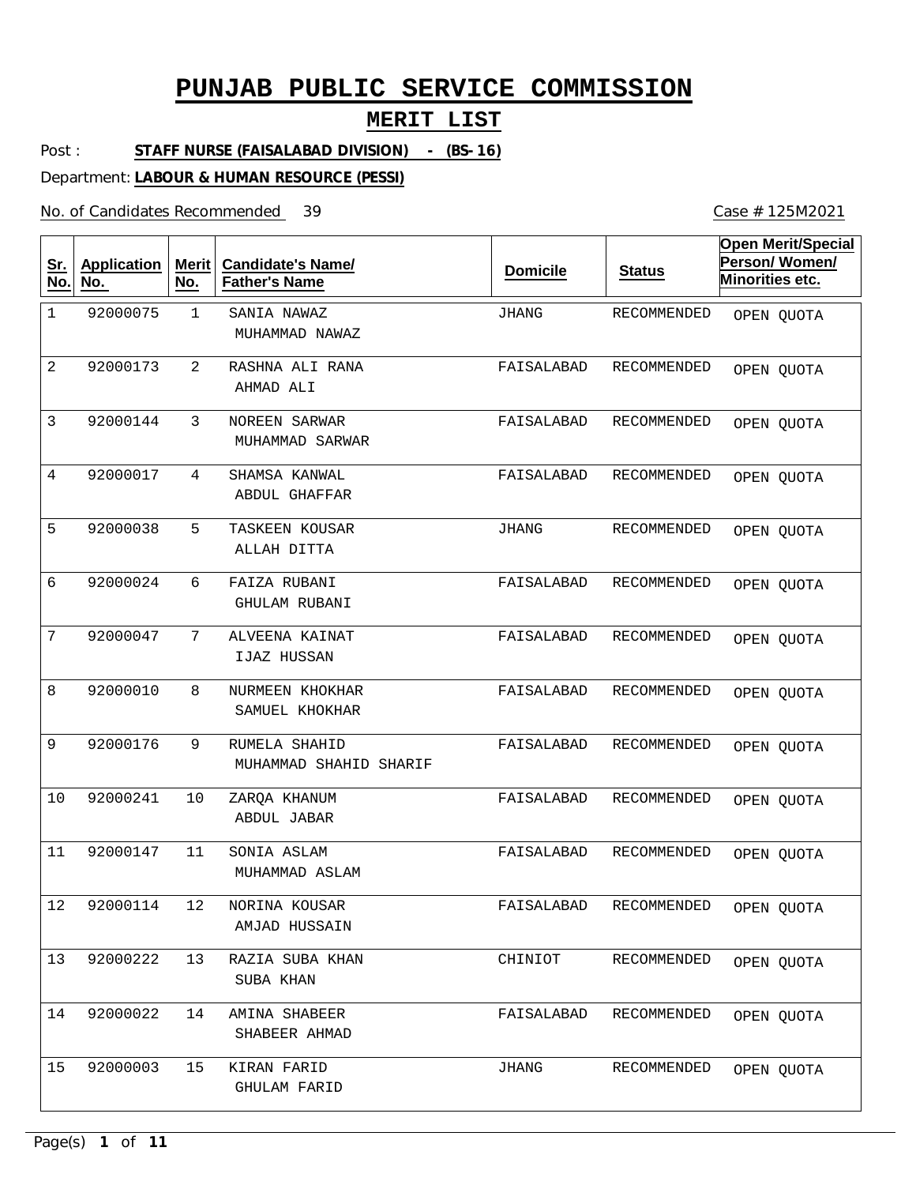# PUNJAB PUBLIC SERVICE COMMISSION

## MERIT LIST

Post : **STAFF NURSE (FAISALABAD DIVISION) - (BS-16)**

Department: **LABOUR & HUMAN RESOURCE (PESSI)**

No. of Candidates Recommended 39

Case # 125M2021

| Sr. No. | Application No. | Merit No. | Candidate's Name/ Father's Name | Domicile | Status | Open Merit/Special Person/ Women/ Minorities etc. |
|---|---|---|---|---|---|---|
| 1 | 92000075 | 1 | SANIA NAWAZ<br>MUHAMMAD NAWAZ | JHANG | RECOMMENDED | OPEN QUOTA |
| 2 | 92000173 | 2 | RASHNA ALI RANA<br>AHMAD ALI | FAISALABAD | RECOMMENDED | OPEN QUOTA |
| 3 | 92000144 | 3 | NOREEN SARWAR<br>MUHAMMAD SARWAR | FAISALABAD | RECOMMENDED | OPEN QUOTA |
| 4 | 92000017 | 4 | SHAMSA KANWAL<br>ABDUL GHAFFAR | FAISALABAD | RECOMMENDED | OPEN QUOTA |
| 5 | 92000038 | 5 | TASKEEN KOUSAR<br>ALLAH DITTA | JHANG | RECOMMENDED | OPEN QUOTA |
| 6 | 92000024 | 6 | FAIZA RUBANI<br>GHULAM RUBANI | FAISALABAD | RECOMMENDED | OPEN QUOTA |
| 7 | 92000047 | 7 | ALVEENA KAINAT<br>IJAZ HUSSAN | FAISALABAD | RECOMMENDED | OPEN QUOTA |
| 8 | 92000010 | 8 | NURMEEN KHOKHAR<br>SAMUEL KHOKHAR | FAISALABAD | RECOMMENDED | OPEN QUOTA |
| 9 | 92000176 | 9 | RUMELA SHAHID<br>MUHAMMAD SHAHID SHARIF | FAISALABAD | RECOMMENDED | OPEN QUOTA |
| 10 | 92000241 | 10 | ZARQA KHANUM<br>ABDUL JABAR | FAISALABAD | RECOMMENDED | OPEN QUOTA |
| 11 | 92000147 | 11 | SONIA ASLAM<br>MUHAMMAD ASLAM | FAISALABAD | RECOMMENDED | OPEN QUOTA |
| 12 | 92000114 | 12 | NORINA KOUSAR<br>AMJAD HUSSAIN | FAISALABAD | RECOMMENDED | OPEN QUOTA |
| 13 | 92000222 | 13 | RAZIA SUBA KHAN<br>SUBA KHAN | CHINIOT | RECOMMENDED | OPEN QUOTA |
| 14 | 92000022 | 14 | AMINA SHABEER<br>SHABEER AHMAD | FAISALABAD | RECOMMENDED | OPEN QUOTA |
| 15 | 92000003 | 15 | KIRAN FARID<br>GHULAM FARID | JHANG | RECOMMENDED | OPEN QUOTA |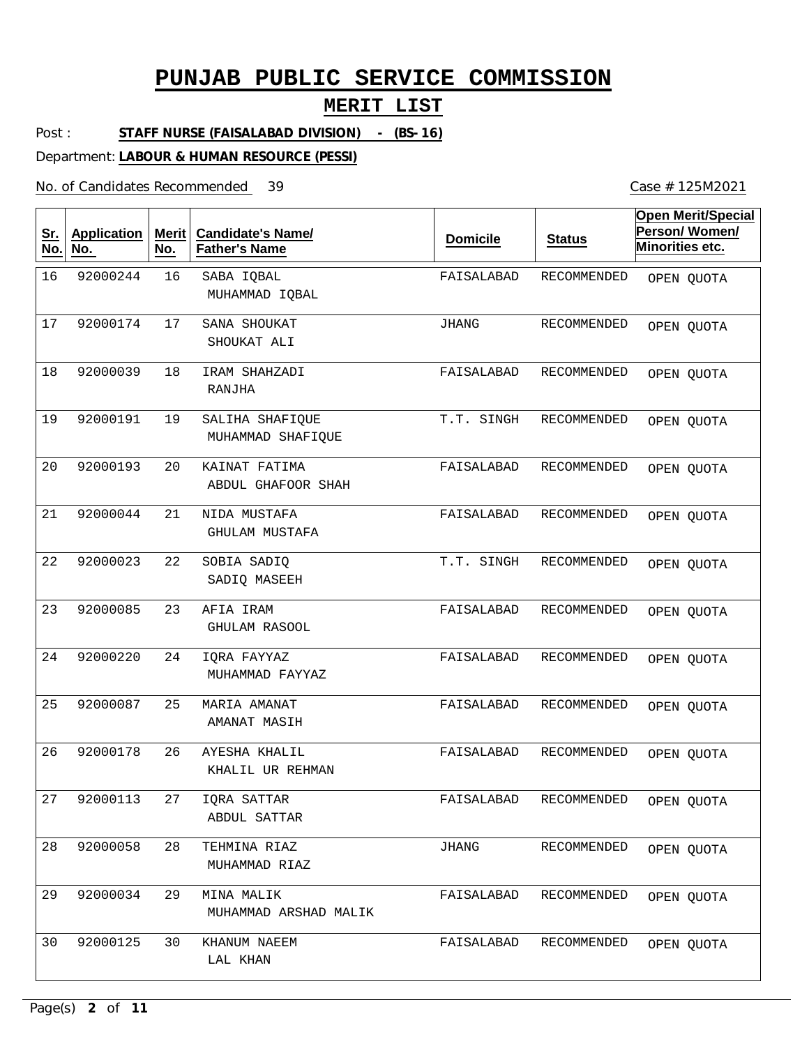# PUNJAB PUBLIC SERVICE COMMISSION

## MERIT LIST

Post : **STAFF NURSE (FAISALABAD DIVISION) - (BS-16)**

Department: **LABOUR & HUMAN RESOURCE (PESSI)**

No. of Candidates Recommended 39

Case # 125M2021

| Sr. No. | Application No. | Merit No. | Candidate's Name/ Father's Name | Domicile | Status | Open Merit/Special Person/ Women/ Minorities etc. |
|---|---|---|---|---|---|---|
| 16 | 92000244 | 16 | SABA IQBAL<br>MUHAMMAD IQBAL | FAISALABAD | RECOMMENDED | OPEN QUOTA |
| 17 | 92000174 | 17 | SANA SHOUKAT<br>SHOUKAT ALI | JHANG | RECOMMENDED | OPEN QUOTA |
| 18 | 92000039 | 18 | IRAM SHAHZADI<br>RANJHA | FAISALABAD | RECOMMENDED | OPEN QUOTA |
| 19 | 92000191 | 19 | SALIHA SHAFIQUE<br>MUHAMMAD SHAFIQUE | T.T. SINGH | RECOMMENDED | OPEN QUOTA |
| 20 | 92000193 | 20 | KAINAT FATIMA<br>ABDUL GHAFOOR SHAH | FAISALABAD | RECOMMENDED | OPEN QUOTA |
| 21 | 92000044 | 21 | NIDA MUSTAFA<br>GHULAM MUSTAFA | FAISALABAD | RECOMMENDED | OPEN QUOTA |
| 22 | 92000023 | 22 | SOBIA SADIQ<br>SADIQ MASEEH | T.T. SINGH | RECOMMENDED | OPEN QUOTA |
| 23 | 92000085 | 23 | AFIA IRAM<br>GHULAM RASOOL | FAISALABAD | RECOMMENDED | OPEN QUOTA |
| 24 | 92000220 | 24 | IQRA FAYYAZ<br>MUHAMMAD FAYYAZ | FAISALABAD | RECOMMENDED | OPEN QUOTA |
| 25 | 92000087 | 25 | MARIA AMANAT<br>AMANAT MASIH | FAISALABAD | RECOMMENDED | OPEN QUOTA |
| 26 | 92000178 | 26 | AYESHA KHALIL<br>KHALIL UR REHMAN | FAISALABAD | RECOMMENDED | OPEN QUOTA |
| 27 | 92000113 | 27 | IQRA SATTAR<br>ABDUL SATTAR | FAISALABAD | RECOMMENDED | OPEN QUOTA |
| 28 | 92000058 | 28 | TEHMINA RIAZ<br>MUHAMMAD RIAZ | JHANG | RECOMMENDED | OPEN QUOTA |
| 29 | 92000034 | 29 | MINA MALIK<br>MUHAMMAD ARSHAD MALIK | FAISALABAD | RECOMMENDED | OPEN QUOTA |
| 30 | 92000125 | 30 | KHANUM NAEEM<br>LAL KHAN | FAISALABAD | RECOMMENDED | OPEN QUOTA |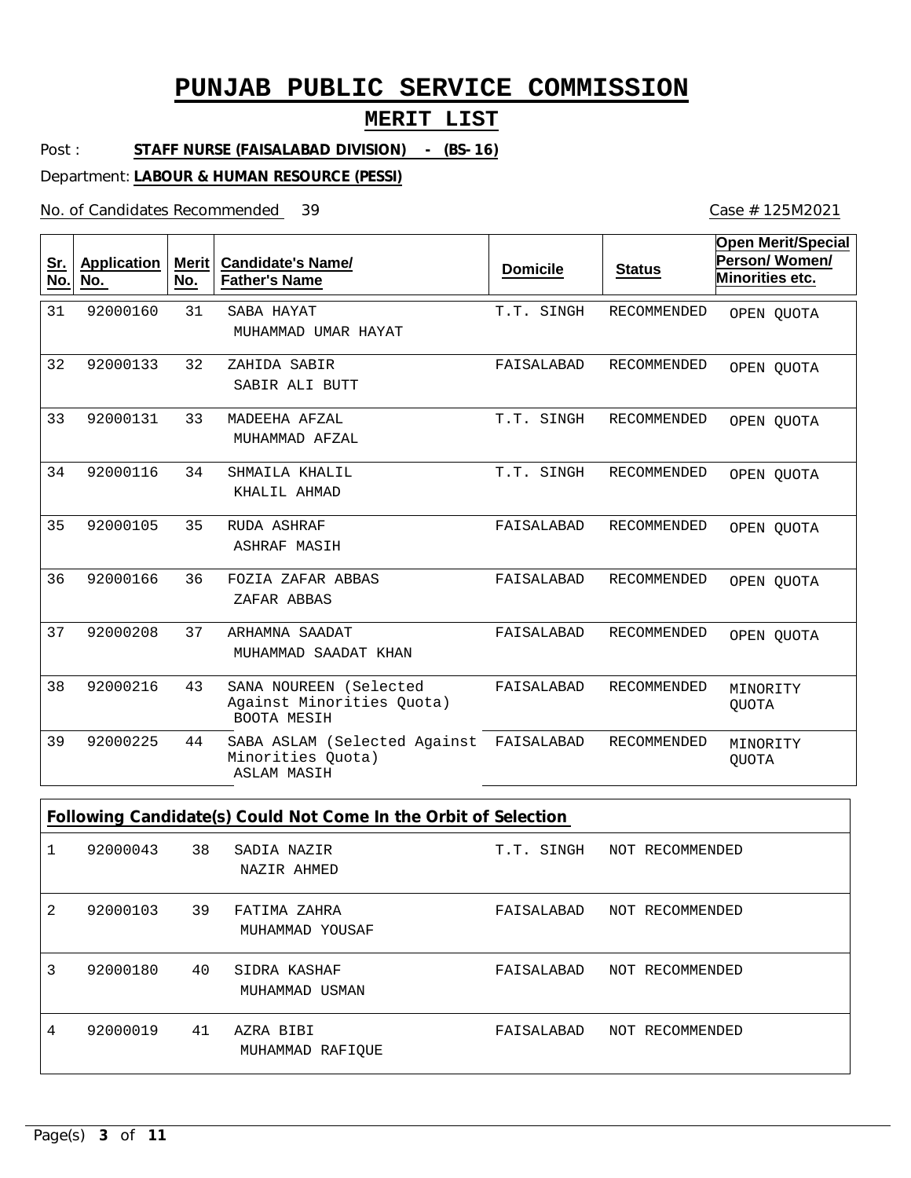# PUNJAB PUBLIC SERVICE COMMISSION

## MERIT LIST

Post : **STAFF NURSE (FAISALABAD DIVISION) - (BS-16)**

Department: **LABOUR & HUMAN RESOURCE (PESSI)**

No. of Candidates Recommended 39

Case # 125M2021

| Sr. No. | Application No. | Merit No. | Candidate's Name/ Father's Name | Domicile | Status | Open Merit/Special Person/ Women/ Minorities etc. |
|---|---|---|---|---|---|---|
| 31 | 92000160 | 31 | SABA HAYAT<br>MUHAMMAD UMAR HAYAT | T.T. SINGH | RECOMMENDED | OPEN QUOTA |
| 32 | 92000133 | 32 | ZAHIDA SABIR<br>SABIR ALI BUTT | FAISALABAD | RECOMMENDED | OPEN QUOTA |
| 33 | 92000131 | 33 | MADEEHA AFZAL<br>MUHAMMAD AFZAL | T.T. SINGH | RECOMMENDED | OPEN QUOTA |
| 34 | 92000116 | 34 | SHMAILA KHALIL<br>KHALIL AHMAD | T.T. SINGH | RECOMMENDED | OPEN QUOTA |
| 35 | 92000105 | 35 | RUDA ASHRAF<br>ASHRAF MASIH | FAISALABAD | RECOMMENDED | OPEN QUOTA |
| 36 | 92000166 | 36 | FOZIA ZAFAR ABBAS<br>ZAFAR ABBAS | FAISALABAD | RECOMMENDED | OPEN QUOTA |
| 37 | 92000208 | 37 | ARHAMNA SAADAT<br>MUHAMMAD SAADAT KHAN | FAISALABAD | RECOMMENDED | OPEN QUOTA |
| 38 | 92000216 | 43 | SANA NOUREEN (Selected Against Minorities Quota)<br>BOOTA MESIH | FAISALABAD | RECOMMENDED | MINORITY QUOTA |
| 39 | 92000225 | 44 | SABA ASLAM (Selected Against Minorities Quota)<br>ASLAM MASIH | FAISALABAD | RECOMMENDED | MINORITY QUOTA |

**Following Candidate(s) Could Not Come In the Orbit of Selection**

| Sr. No. | Application No. | Merit No. | Candidate's Name/ Father's Name | Domicile | Status |
|---|---|---|---|---|---|
| 1 | 92000043 | 38 | SADIA NAZIR<br>NAZIR AHMED | T.T. SINGH | NOT RECOMMENDED |
| 2 | 92000103 | 39 | FATIMA ZAHRA<br>MUHAMMAD YOUSAF | FAISALABAD | NOT RECOMMENDED |
| 3 | 92000180 | 40 | SIDRA KASHAF<br>MUHAMMAD USMAN | FAISALABAD | NOT RECOMMENDED |
| 4 | 92000019 | 41 | AZRA BIBI<br>MUHAMMAD RAFIQUE | FAISALABAD | NOT RECOMMENDED |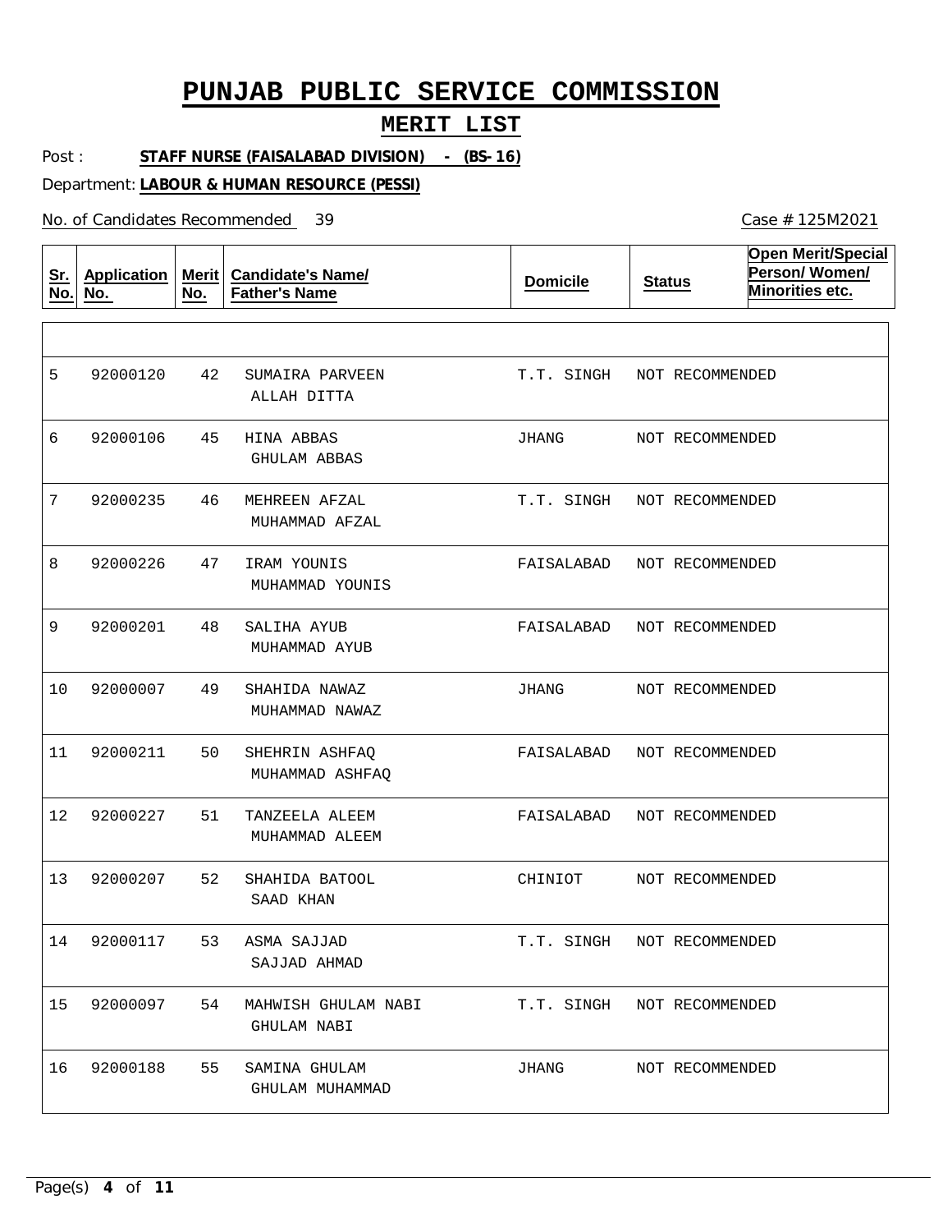# PUNJAB PUBLIC SERVICE COMMISSION

## MERIT LIST

Post : **STAFF NURSE (FAISALABAD DIVISION) - (BS-16)**

Department: **LABOUR & HUMAN RESOURCE (PESSI)**

No. of Candidates Recommended 39

Case # 125M2021

| Sr. No. | Application No. | Merit No. | Candidate's Name/ Father's Name | Domicile | Status | Open Merit/Special Person/ Women/ Minorities etc. |
|---|---|---|---|---|---|---|
| 5 | 92000120 | 42 | SUMAIRA PARVEEN<br>ALLAH DITTA | T.T. SINGH | NOT RECOMMENDED | |
| 6 | 92000106 | 45 | HINA ABBAS<br>GHULAM ABBAS | JHANG | NOT RECOMMENDED | |
| 7 | 92000235 | 46 | MEHREEN AFZAL<br>MUHAMMAD AFZAL | T.T. SINGH | NOT RECOMMENDED | |
| 8 | 92000226 | 47 | IRAM YOUNIS<br>MUHAMMAD YOUNIS | FAISALABAD | NOT RECOMMENDED | |
| 9 | 92000201 | 48 | SALIHA AYUB<br>MUHAMMAD AYUB | FAISALABAD | NOT RECOMMENDED | |
| 10 | 92000007 | 49 | SHAHIDA NAWAZ<br>MUHAMMAD NAWAZ | JHANG | NOT RECOMMENDED | |
| 11 | 92000211 | 50 | SHEHRIN ASHFAQ<br>MUHAMMAD ASHFAQ | FAISALABAD | NOT RECOMMENDED | |
| 12 | 92000227 | 51 | TANZEELA ALEEM<br>MUHAMMAD ALEEM | FAISALABAD | NOT RECOMMENDED | |
| 13 | 92000207 | 52 | SHAHIDA BATOOL<br>SAAD KHAN | CHINIOT | NOT RECOMMENDED | |
| 14 | 92000117 | 53 | ASMA SAJJAD<br>SAJJAD AHMAD | T.T. SINGH | NOT RECOMMENDED | |
| 15 | 92000097 | 54 | MAHWISH GHULAM NABI<br>GHULAM NABI | T.T. SINGH | NOT RECOMMENDED | |
| 16 | 92000188 | 55 | SAMINA GHULAM<br>GHULAM MUHAMMAD | JHANG | NOT RECOMMENDED | |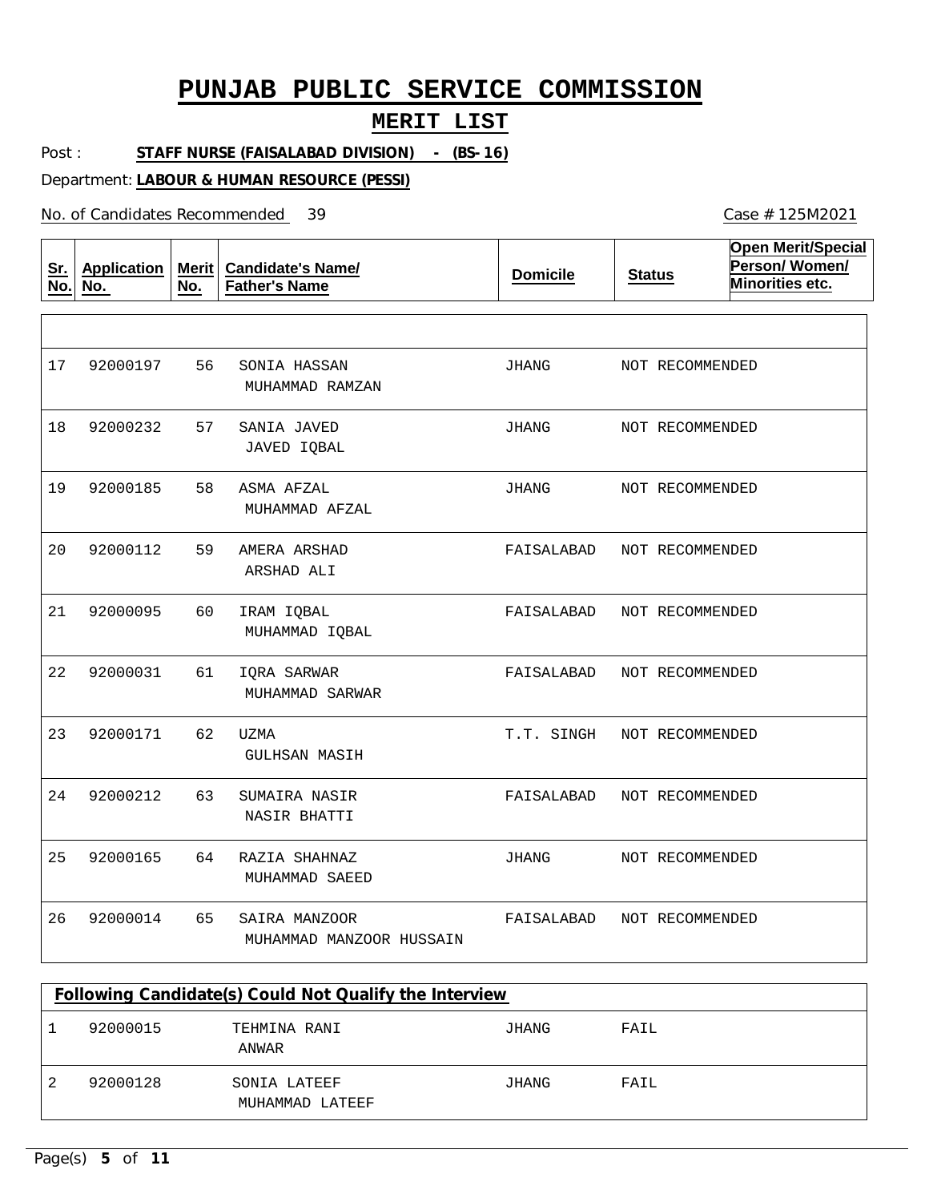# PUNJAB PUBLIC SERVICE COMMISSION

## MERIT LIST

Post : **STAFF NURSE (FAISALABAD DIVISION) - (BS-16)**

Department: **LABOUR & HUMAN RESOURCE (PESSI)**

No. of Candidates Recommended 39

Case # 125M2021

| Sr. No. | Application No. | Merit No. | Candidate's Name/ Father's Name | Domicile | Status | Open Merit/Special Person/ Women/ Minorities etc. |
|---|---|---|---|---|---|---|
| 17 | 92000197 | 56 | SONIA HASSAN<br>MUHAMMAD RAMZAN | JHANG | NOT RECOMMENDED | |
| 18 | 92000232 | 57 | SANIA JAVED<br>JAVED IQBAL | JHANG | NOT RECOMMENDED | |
| 19 | 92000185 | 58 | ASMA AFZAL<br>MUHAMMAD AFZAL | JHANG | NOT RECOMMENDED | |
| 20 | 92000112 | 59 | AMERA ARSHAD<br>ARSHAD ALI | FAISALABAD | NOT RECOMMENDED | |
| 21 | 92000095 | 60 | IRAM IQBAL<br>MUHAMMAD IQBAL | FAISALABAD | NOT RECOMMENDED | |
| 22 | 92000031 | 61 | IQRA SARWAR<br>MUHAMMAD SARWAR | FAISALABAD | NOT RECOMMENDED | |
| 23 | 92000171 | 62 | UZMA<br>GULHSAN MASIH | T.T. SINGH | NOT RECOMMENDED | |
| 24 | 92000212 | 63 | SUMAIRA NASIR<br>NASIR BHATTI | FAISALABAD | NOT RECOMMENDED | |
| 25 | 92000165 | 64 | RAZIA SHAHNAZ<br>MUHAMMAD SAEED | JHANG | NOT RECOMMENDED | |
| 26 | 92000014 | 65 | SAIRA MANZOOR<br>MUHAMMAD MANZOOR HUSSAIN | FAISALABAD | NOT RECOMMENDED | |

**Following Candidate(s) Could Not Qualify the Interview**

| Sr. No. | Application No. | Candidate's Name/ Father's Name | Domicile | Status |
|---|---|---|---|---|
| 1 | 92000015 | TEHMINA RANI<br>ANWAR | JHANG | FAIL |
| 2 | 92000128 | SONIA LATEEF<br>MUHAMMAD LATEEF | JHANG | FAIL |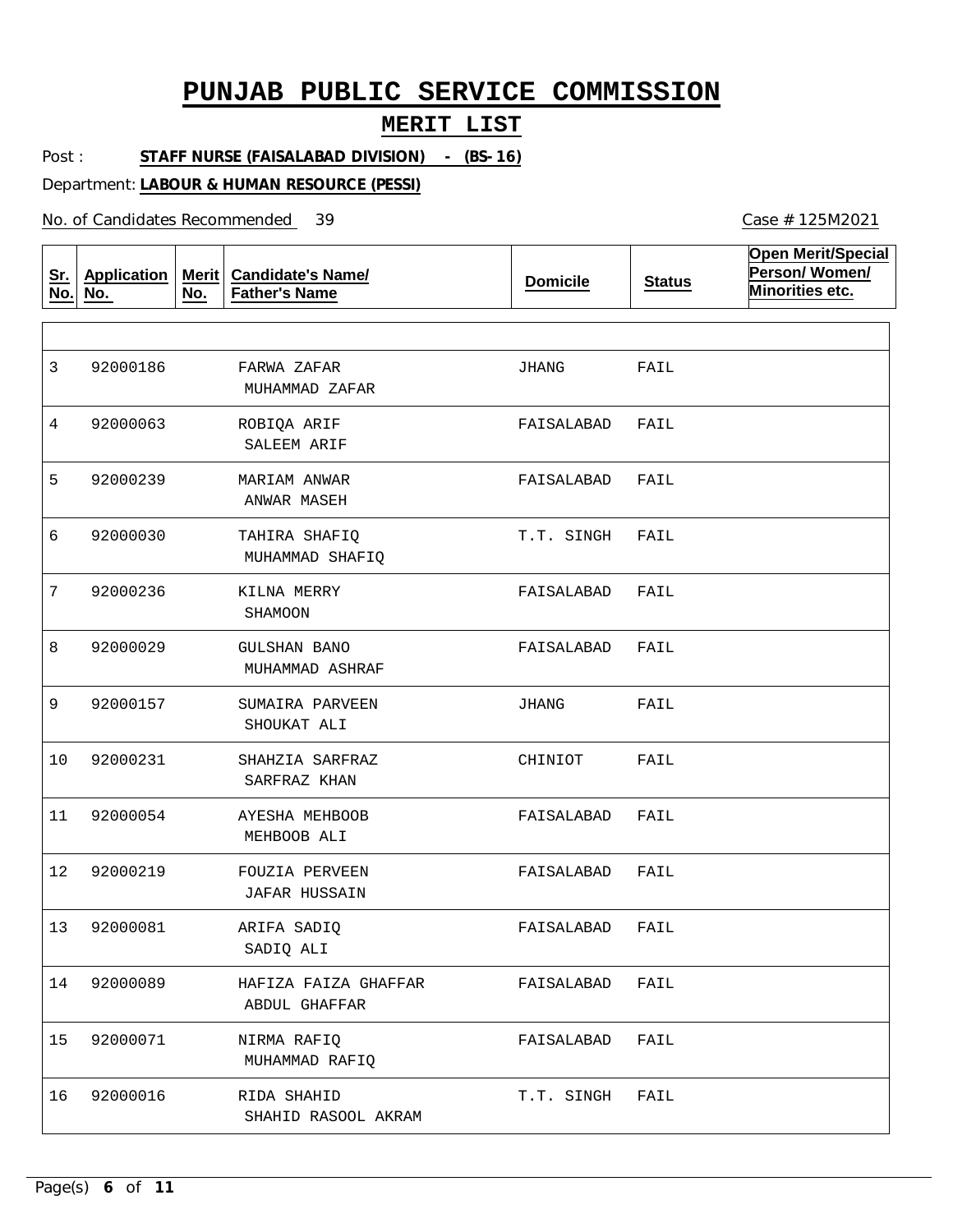# PUNJAB PUBLIC SERVICE COMMISSION

## MERIT LIST

Post : **STAFF NURSE (FAISALABAD DIVISION) - (BS-16)**

Department: **LABOUR & HUMAN RESOURCE (PESSI)**

No. of Candidates Recommended 39

Case # 125M2021

| Sr. No. | Application No. | Merit No. | Candidate's Name/ Father's Name | Domicile | Status | Open Merit/Special Person/ Women/ Minorities etc. |
|---|---|---|---|---|---|---|
| 3 | 92000186 | | FARWA ZAFAR<br>MUHAMMAD ZAFAR | JHANG | FAIL | |
| 4 | 92000063 | | ROBIQA ARIF<br>SALEEM ARIF | FAISALABAD | FAIL | |
| 5 | 92000239 | | MARIAM ANWAR<br>ANWAR MASEH | FAISALABAD | FAIL | |
| 6 | 92000030 | | TAHIRA SHAFIQ<br>MUHAMMAD SHAFIQ | T.T. SINGH | FAIL | |
| 7 | 92000236 | | KILNA MERRY<br>SHAMOON | FAISALABAD | FAIL | |
| 8 | 92000029 | | GULSHAN BANO<br>MUHAMMAD ASHRAF | FAISALABAD | FAIL | |
| 9 | 92000157 | | SUMAIRA PARVEEN<br>SHOUKAT ALI | JHANG | FAIL | |
| 10 | 92000231 | | SHAHZIA SARFRAZ<br>SARFRAZ KHAN | CHINIOT | FAIL | |
| 11 | 92000054 | | AYESHA MEHBOOB<br>MEHBOOB ALI | FAISALABAD | FAIL | |
| 12 | 92000219 | | FOUZIA PERVEEN<br>JAFAR HUSSAIN | FAISALABAD | FAIL | |
| 13 | 92000081 | | ARIFA SADIQ<br>SADIQ ALI | FAISALABAD | FAIL | |
| 14 | 92000089 | | HAFIZA FAIZA GHAFFAR<br>ABDUL GHAFFAR | FAISALABAD | FAIL | |
| 15 | 92000071 | | NIRMA RAFIQ<br>MUHAMMAD RAFIQ | FAISALABAD | FAIL | |
| 16 | 92000016 | | RIDA SHAHID<br>SHAHID RASOOL AKRAM | T.T. SINGH | FAIL | |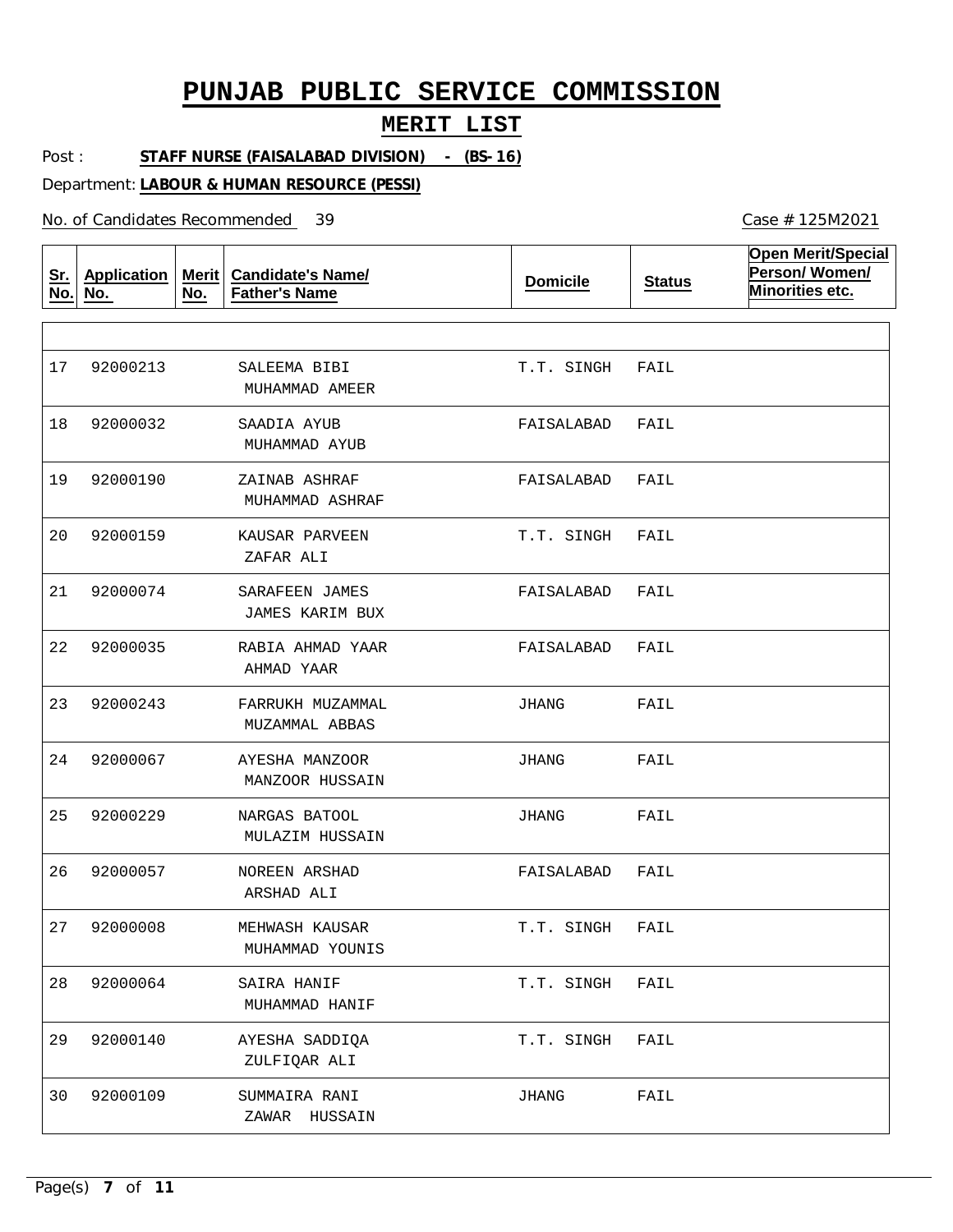# PUNJAB PUBLIC SERVICE COMMISSION

## MERIT LIST

Post : **STAFF NURSE (FAISALABAD DIVISION) - (BS-16)**

Department: **LABOUR & HUMAN RESOURCE (PESSI)**

No. of Candidates Recommended 39

Case # 125M2021

| Sr. No. | Application No. | Merit No. | Candidate's Name/ Father's Name | Domicile | Status | Open Merit/Special Person/ Women/ Minorities etc. |
|---|---|---|---|---|---|---|
| 17 | 92000213 | | SALEEMA BIBI<br>MUHAMMAD AMEER | T.T. SINGH | FAIL | |
| 18 | 92000032 | | SAADIA AYUB<br>MUHAMMAD AYUB | FAISALABAD | FAIL | |
| 19 | 92000190 | | ZAINAB ASHRAF<br>MUHAMMAD ASHRAF | FAISALABAD | FAIL | |
| 20 | 92000159 | | KAUSAR PARVEEN<br>ZAFAR ALI | T.T. SINGH | FAIL | |
| 21 | 92000074 | | SARAFEEN JAMES<br>JAMES KARIM BUX | FAISALABAD | FAIL | |
| 22 | 92000035 | | RABIA AHMAD YAAR<br>AHMAD YAAR | FAISALABAD | FAIL | |
| 23 | 92000243 | | FARRUKH MUZAMMAL<br>MUZAMMAL ABBAS | JHANG | FAIL | |
| 24 | 92000067 | | AYESHA MANZOOR<br>MANZOOR HUSSAIN | JHANG | FAIL | |
| 25 | 92000229 | | NARGAS BATOOL<br>MULAZIM HUSSAIN | JHANG | FAIL | |
| 26 | 92000057 | | NOREEN ARSHAD<br>ARSHAD ALI | FAISALABAD | FAIL | |
| 27 | 92000008 | | MEHWASH KAUSAR<br>MUHAMMAD YOUNIS | T.T. SINGH | FAIL | |
| 28 | 92000064 | | SAIRA HANIF<br>MUHAMMAD HANIF | T.T. SINGH | FAIL | |
| 29 | 92000140 | | AYESHA SADDIQA<br>ZULFIQAR ALI | T.T. SINGH | FAIL | |
| 30 | 92000109 | | SUMMAIRA RANI<br>ZAWAR HUSSAIN | JHANG | FAIL | |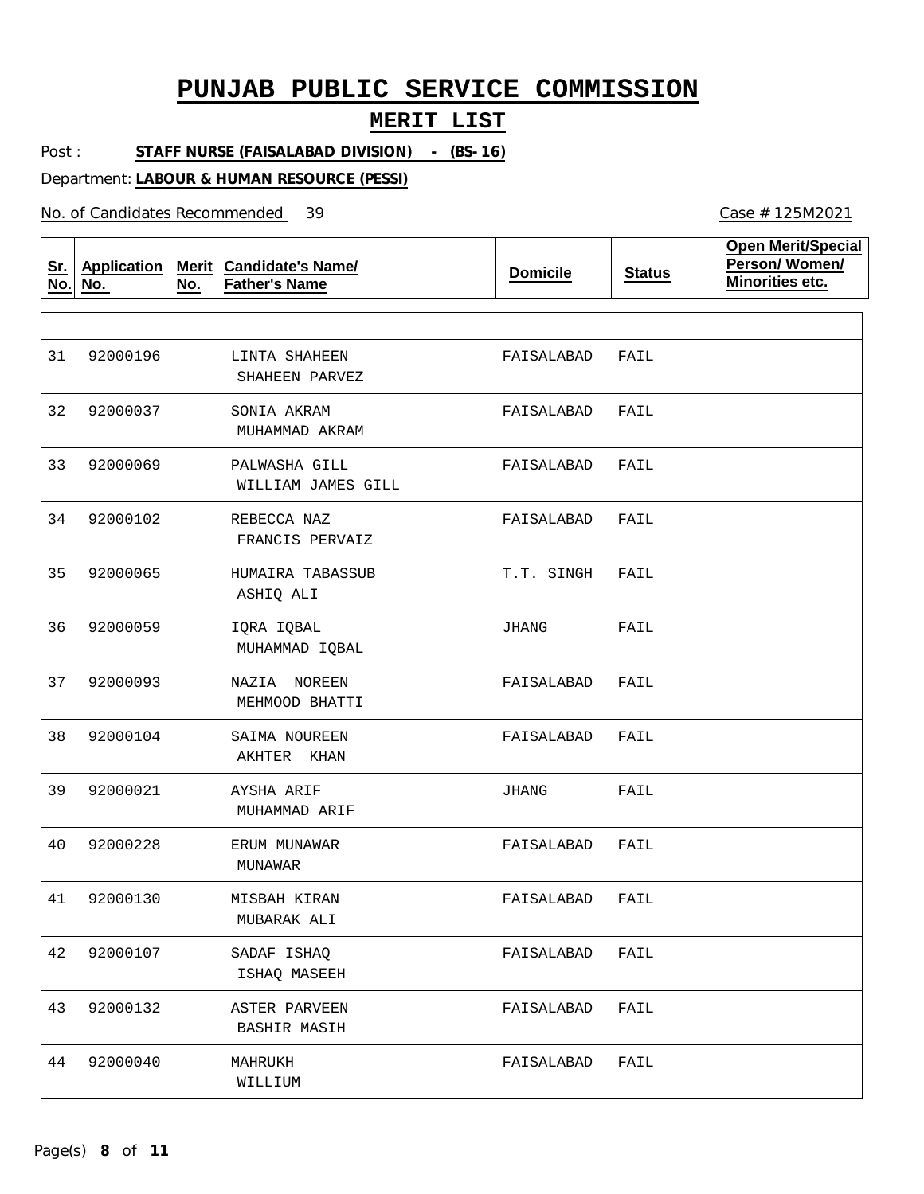# PUNJAB PUBLIC SERVICE COMMISSION

## MERIT LIST

Post : **STAFF NURSE (FAISALABAD DIVISION) - (BS-16)**

Department: **LABOUR & HUMAN RESOURCE (PESSI)**

No. of Candidates Recommended 39

Case # 125M2021

| Sr. No. | Application No. | Merit No. | Candidate's Name/ Father's Name | Domicile | Status | Open Merit/Special Person/ Women/ Minorities etc. |
|---|---|---|---|---|---|---|
| 31 | 92000196 | | LINTA SHAHEEN<br>SHAHEEN PARVEZ | FAISALABAD | FAIL | |
| 32 | 92000037 | | SONIA AKRAM<br>MUHAMMAD AKRAM | FAISALABAD | FAIL | |
| 33 | 92000069 | | PALWASHA GILL<br>WILLIAM JAMES GILL | FAISALABAD | FAIL | |
| 34 | 92000102 | | REBECCA NAZ<br>FRANCIS PERVAIZ | FAISALABAD | FAIL | |
| 35 | 92000065 | | HUMAIRA TABASSUB<br>ASHIQ ALI | T.T. SINGH | FAIL | |
| 36 | 92000059 | | IQRA IQBAL<br>MUHAMMAD IQBAL | JHANG | FAIL | |
| 37 | 92000093 | | NAZIA NOREEN<br>MEHMOOD BHATTI | FAISALABAD | FAIL | |
| 38 | 92000104 | | SAIMA NOUREEN<br>AKHTER KHAN | FAISALABAD | FAIL | |
| 39 | 92000021 | | AYSHA ARIF<br>MUHAMMAD ARIF | JHANG | FAIL | |
| 40 | 92000228 | | ERUM MUNAWAR<br>MUNAWAR | FAISALABAD | FAIL | |
| 41 | 92000130 | | MISBAH KIRAN<br>MUBARAK ALI | FAISALABAD | FAIL | |
| 42 | 92000107 | | SADAF ISHAQ<br>ISHAQ MASEEH | FAISALABAD | FAIL | |
| 43 | 92000132 | | ASTER PARVEEN<br>BASHIR MASIH | FAISALABAD | FAIL | |
| 44 | 92000040 | | MAHRUKH<br>WILLIUM | FAISALABAD | FAIL | |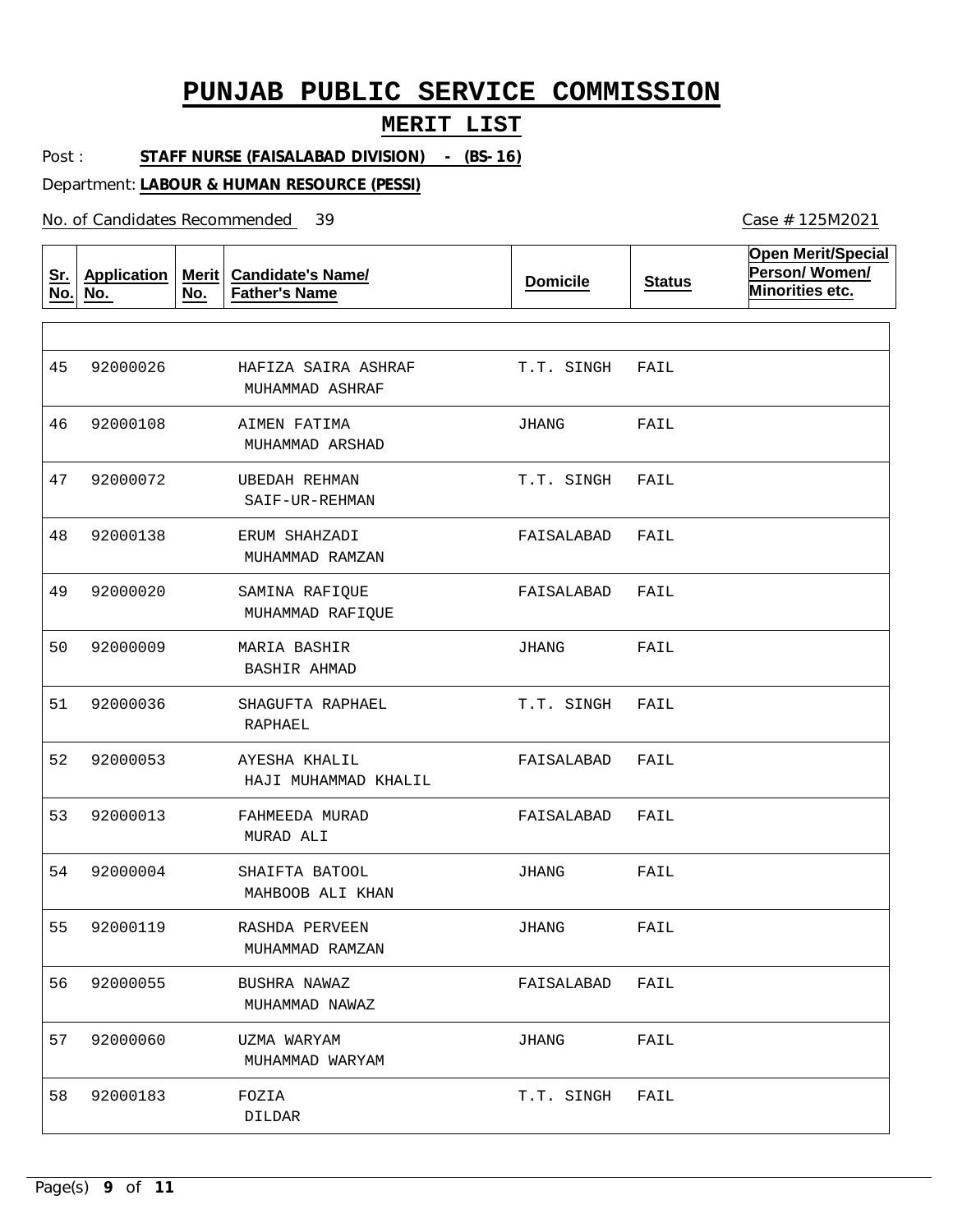# PUNJAB PUBLIC SERVICE COMMISSION

## MERIT LIST

Post : **STAFF NURSE (FAISALABAD DIVISION) - (BS-16)**

Department: **LABOUR & HUMAN RESOURCE (PESSI)**

No. of Candidates Recommended 39

Case # 125M2021

| Sr. No. | Application No. | Merit No. | Candidate's Name/ Father's Name | Domicile | Status | Open Merit/Special Person/ Women/ Minorities etc. |
|---|---|---|---|---|---|---|
| 45 | 92000026 | | HAFIZA SAIRA ASHRAF / MUHAMMAD ASHRAF | T.T. SINGH | FAIL | |
| 46 | 92000108 | | AIMEN FATIMA / MUHAMMAD ARSHAD | JHANG | FAIL | |
| 47 | 92000072 | | UBEDAH REHMAN / SAIF-UR-REHMAN | T.T. SINGH | FAIL | |
| 48 | 92000138 | | ERUM SHAHZADI / MUHAMMAD RAMZAN | FAISALABAD | FAIL | |
| 49 | 92000020 | | SAMINA RAFIQUE / MUHAMMAD RAFIQUE | FAISALABAD | FAIL | |
| 50 | 92000009 | | MARIA BASHIR / BASHIR AHMAD | JHANG | FAIL | |
| 51 | 92000036 | | SHAGUFTA RAPHAEL / RAPHAEL | T.T. SINGH | FAIL | |
| 52 | 92000053 | | AYESHA KHALIL / HAJI MUHAMMAD KHALIL | FAISALABAD | FAIL | |
| 53 | 92000013 | | FAHMEEDA MURAD / MURAD ALI | FAISALABAD | FAIL | |
| 54 | 92000004 | | SHAIFTA BATOOL / MAHBOOB ALI KHAN | JHANG | FAIL | |
| 55 | 92000119 | | RASHDA PERVEEN / MUHAMMAD RAMZAN | JHANG | FAIL | |
| 56 | 92000055 | | BUSHRA NAWAZ / MUHAMMAD NAWAZ | FAISALABAD | FAIL | |
| 57 | 92000060 | | UZMA WARYAM / MUHAMMAD WARYAM | JHANG | FAIL | |
| 58 | 92000183 | | FOZIA / DILDAR | T.T. SINGH | FAIL | |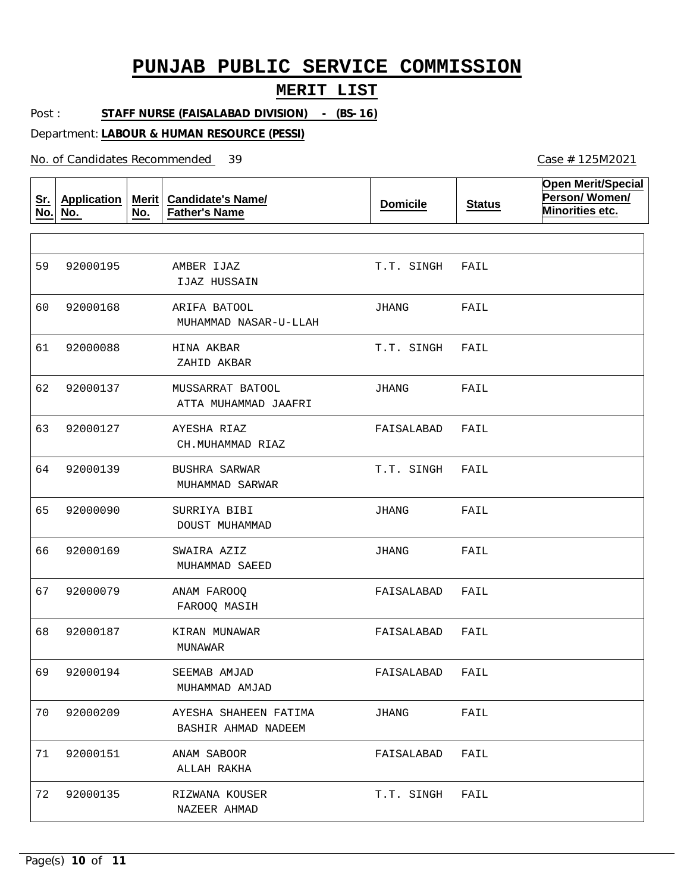# PUNJAB PUBLIC SERVICE COMMISSION

## MERIT LIST

Post : **STAFF NURSE (FAISALABAD DIVISION) - (BS-16)**

Department: **LABOUR & HUMAN RESOURCE (PESSI)**

No. of Candidates Recommended 39

Case # 125M2021

| Sr. No. | Application No. | Merit No. | Candidate's Name/ Father's Name | Domicile | Status | Open Merit/Special Person/ Women/ Minorities etc. |
|---|---|---|---|---|---|---|
| 59 | 92000195 | | AMBER IJAZ<br>IJAZ HUSSAIN | T.T. SINGH | FAIL | |
| 60 | 92000168 | | ARIFA BATOOL<br>MUHAMMAD NASAR-U-LLAH | JHANG | FAIL | |
| 61 | 92000088 | | HINA AKBAR<br>ZAHID AKBAR | T.T. SINGH | FAIL | |
| 62 | 92000137 | | MUSSARRAT BATOOL<br>ATTA MUHAMMAD JAAFRI | JHANG | FAIL | |
| 63 | 92000127 | | AYESHA RIAZ<br>CH.MUHAMMAD RIAZ | FAISALABAD | FAIL | |
| 64 | 92000139 | | BUSHRA SARWAR<br>MUHAMMAD SARWAR | T.T. SINGH | FAIL | |
| 65 | 92000090 | | SURRIYA BIBI<br>DOUST MUHAMMAD | JHANG | FAIL | |
| 66 | 92000169 | | SWAIRA AZIZ<br>MUHAMMAD SAEED | JHANG | FAIL | |
| 67 | 92000079 | | ANAM FAROOQ<br>FAROOQ MASIH | FAISALABAD | FAIL | |
| 68 | 92000187 | | KIRAN MUNAWAR<br>MUNAWAR | FAISALABAD | FAIL | |
| 69 | 92000194 | | SEEMAB AMJAD<br>MUHAMMAD AMJAD | FAISALABAD | FAIL | |
| 70 | 92000209 | | AYESHA SHAHEEN FATIMA<br>BASHIR AHMAD NADEEM | JHANG | FAIL | |
| 71 | 92000151 | | ANAM SABOOR<br>ALLAH RAKHA | FAISALABAD | FAIL | |
| 72 | 92000135 | | RIZWANA KOUSER<br>NAZEER AHMAD | T.T. SINGH | FAIL | |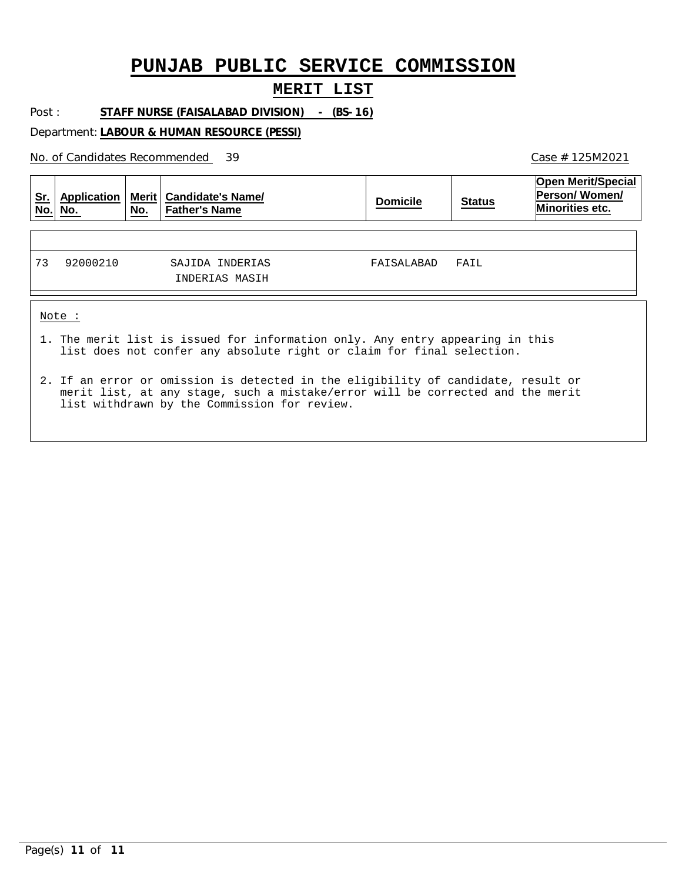# PUNJAB PUBLIC SERVICE COMMISSION

## MERIT LIST

Post : **STAFF NURSE (FAISALABAD DIVISION) - (BS-16)**

Department: **LABOUR & HUMAN RESOURCE (PESSI)**

No. of Candidates Recommended 39

Case # 125M2021

| Sr. No. | Application No. | Merit No. | Candidate's Name/ Father's Name | Domicile | Status | Open Merit/Special Person/ Women/ Minorities etc. |
|---|---|---|---|---|---|---|
| 73 | 92000210 | | SAJIDA INDERIAS<br>INDERIAS MASIH | FAISALABAD | FAIL | |

Note :

1. The merit list is issued for information only. Any entry appearing in this list does not confer any absolute right or claim for final selection.
2. If an error or omission is detected in the eligibility of candidate, result or merit list, at any stage, such a mistake/error will be corrected and the merit list withdrawn by the Commission for review.